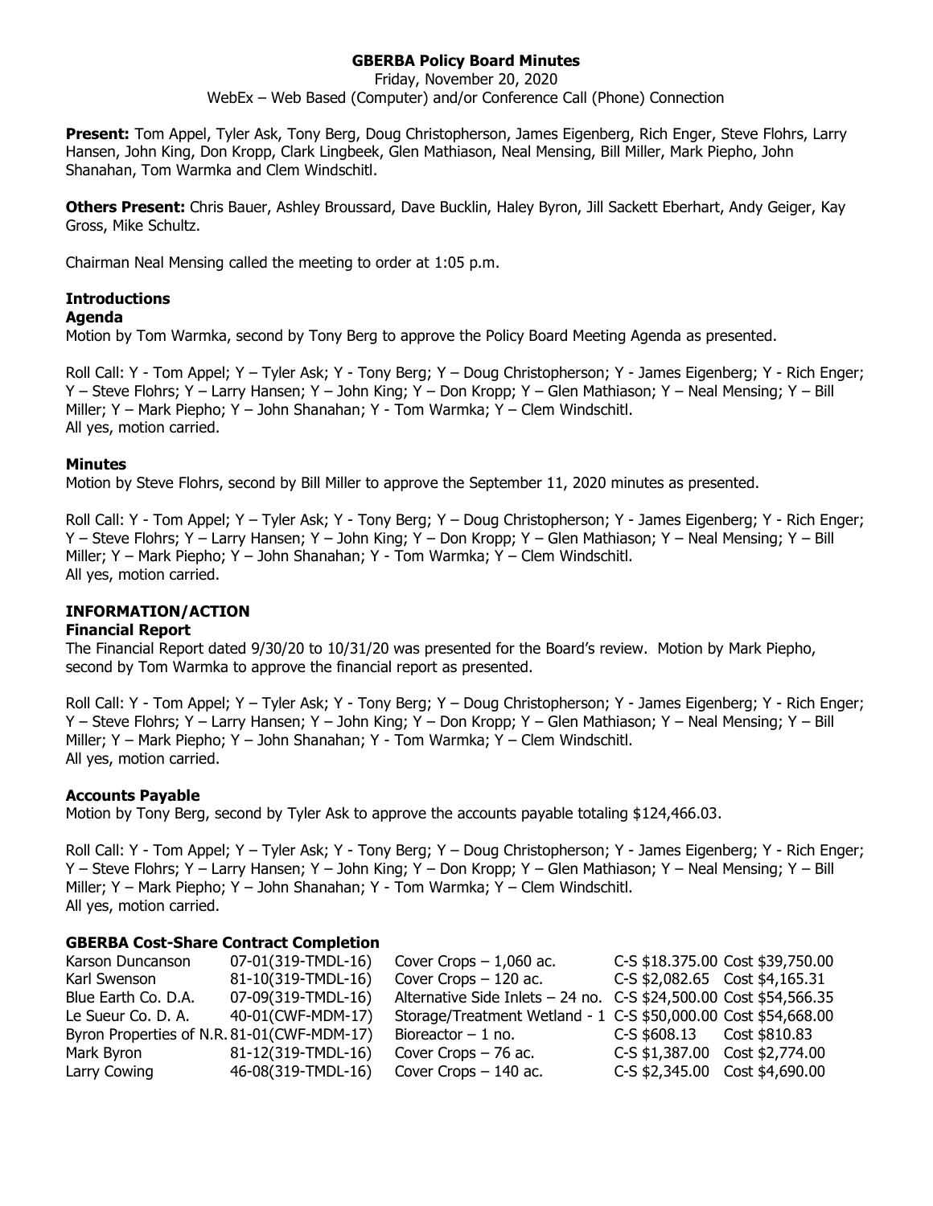**GBERBA Policy Board Minutes**

Friday, November 20, 2020

WebEx – Web Based (Computer) and/or Conference Call (Phone) Connection

**Present:** Tom Appel, Tyler Ask, Tony Berg, Doug Christopherson, James Eigenberg, Rich Enger, Steve Flohrs, Larry Hansen, John King, Don Kropp, Clark Lingbeek, Glen Mathiason, Neal Mensing, Bill Miller, Mark Piepho, John Shanahan, Tom Warmka and Clem Windschitl.

**Others Present:** Chris Bauer, Ashley Broussard, Dave Bucklin, Haley Byron, Jill Sackett Eberhart, Andy Geiger, Kay Gross, Mike Schultz.

Chairman Neal Mensing called the meeting to order at 1:05 p.m.

## Introductions

### Agenda

Motion by Tom Warmka, second by Tony Berg to approve the Policy Board Meeting Agenda as presented.

Roll Call: Y - Tom Appel; Y – Tyler Ask; Y - Tony Berg; Y – Doug Christopherson; Y - James Eigenberg; Y - Rich Enger; Y – Steve Flohrs; Y – Larry Hansen; Y – John King; Y – Don Kropp; Y – Glen Mathiason; Y – Neal Mensing; Y – Bill Miller; Y – Mark Piepho; Y – John Shanahan; Y - Tom Warmka; Y – Clem Windschitl.
All yes, motion carried.

### Minutes

Motion by Steve Flohrs, second by Bill Miller to approve the September 11, 2020 minutes as presented.

Roll Call: Y - Tom Appel; Y – Tyler Ask; Y - Tony Berg; Y – Doug Christopherson; Y - James Eigenberg; Y - Rich Enger; Y – Steve Flohrs; Y – Larry Hansen; Y – John King; Y – Don Kropp; Y – Glen Mathiason; Y – Neal Mensing; Y – Bill Miller; Y – Mark Piepho; Y – John Shanahan; Y - Tom Warmka; Y – Clem Windschitl.
All yes, motion carried.

## INFORMATION/ACTION

### Financial Report

The Financial Report dated 9/30/20 to 10/31/20 was presented for the Board's review. Motion by Mark Piepho, second by Tom Warmka to approve the financial report as presented.

Roll Call: Y - Tom Appel; Y – Tyler Ask; Y - Tony Berg; Y – Doug Christopherson; Y - James Eigenberg; Y - Rich Enger; Y – Steve Flohrs; Y – Larry Hansen; Y – John King; Y – Don Kropp; Y – Glen Mathiason; Y – Neal Mensing; Y – Bill Miller; Y – Mark Piepho; Y – John Shanahan; Y - Tom Warmka; Y – Clem Windschitl.
All yes, motion carried.

### Accounts Payable

Motion by Tony Berg, second by Tyler Ask to approve the accounts payable totaling $124,466.03.

Roll Call: Y - Tom Appel; Y – Tyler Ask; Y - Tony Berg; Y – Doug Christopherson; Y - James Eigenberg; Y - Rich Enger; Y – Steve Flohrs; Y – Larry Hansen; Y – John King; Y – Don Kropp; Y – Glen Mathiason; Y – Neal Mensing; Y – Bill Miller; Y – Mark Piepho; Y – John Shanahan; Y - Tom Warmka; Y – Clem Windschitl.
All yes, motion carried.

### GBERBA Cost-Share Contract Completion

| | | | | |
|---|---|---|---|---|
| Karson Duncanson | 07-01(319-TMDL-16) | Cover Crops – 1,060 ac. | C-S $18.375.00 | Cost $39,750.00 |
| Karl Swenson | 81-10(319-TMDL-16) | Cover Crops – 120 ac. | C-S $2,082.65 | Cost $4,165.31 |
| Blue Earth Co. D.A. | 07-09(319-TMDL-16) | Alternative Side Inlets – 24 no. | C-S $24,500.00 | Cost $54,566.35 |
| Le Sueur Co. D. A. | 40-01(CWF-MDM-17) | Storage/Treatment Wetland - 1 | C-S $50,000.00 | Cost $54,668.00 |
| Byron Properties of N.R. | 81-01(CWF-MDM-17) | Bioreactor – 1 no. | C-S $608.13 | Cost $810.83 |
| Mark Byron | 81-12(319-TMDL-16) | Cover Crops – 76 ac. | C-S $1,387.00 | Cost $2,774.00 |
| Larry Cowing | 46-08(319-TMDL-16) | Cover Crops – 140 ac. | C-S $2,345.00 | Cost $4,690.00 |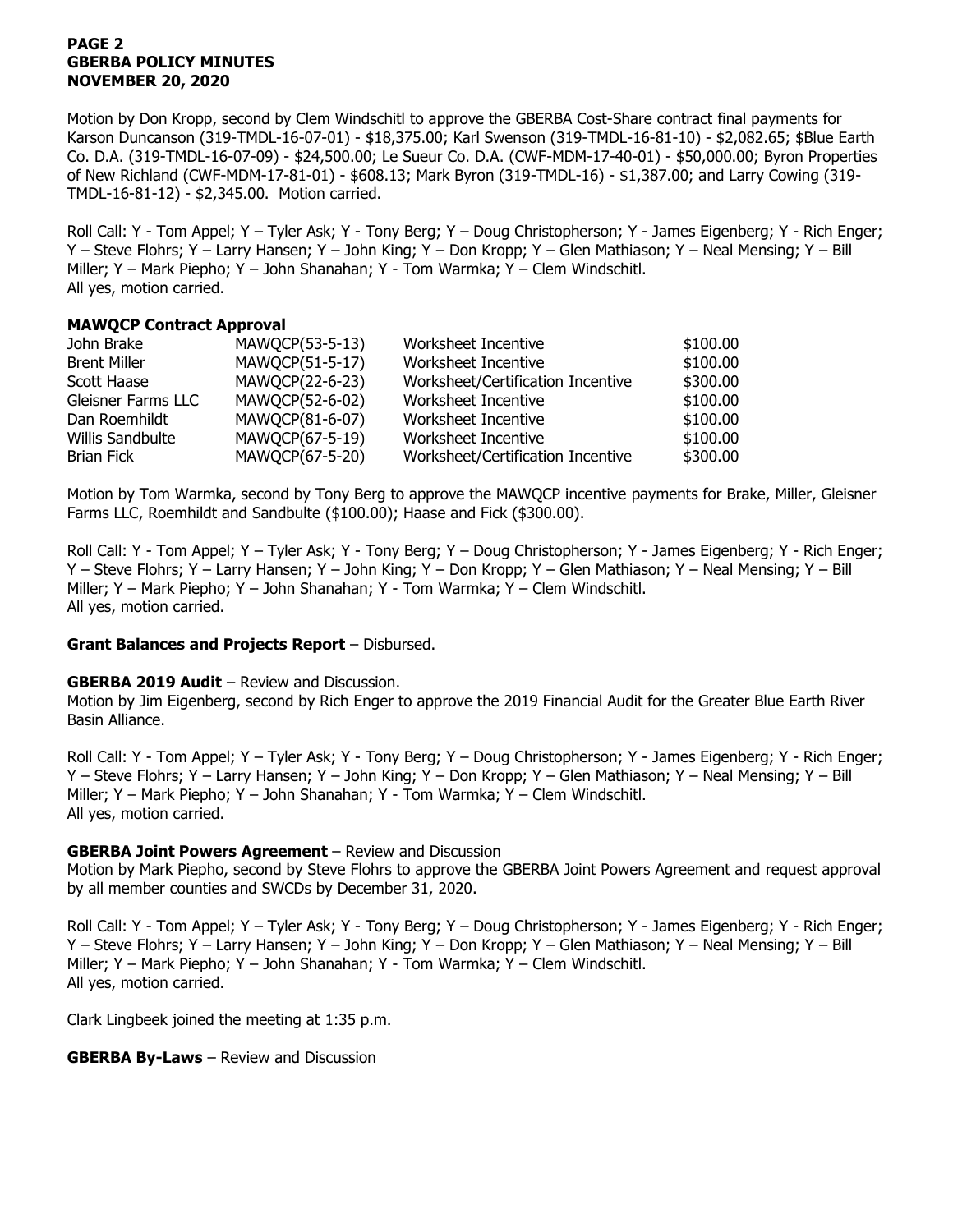Motion by Don Kropp, second by Clem Windschitl to approve the GBERBA Cost-Share contract final payments for Karson Duncanson (319-TMDL-16-07-01) - $18,375.00; Karl Swenson (319-TMDL-16-81-10) - $2,082.65; $Blue Earth Co. D.A. (319-TMDL-16-07-09) - $24,500.00; Le Sueur Co. D.A. (CWF-MDM-17-40-01) - $50,000.00; Byron Properties of New Richland (CWF-MDM-17-81-01) - $608.13; Mark Byron (319-TMDL-16) - $1,387.00; and Larry Cowing (319-TMDL-16-81-12) - $2,345.00. Motion carried.

Roll Call: Y - Tom Appel; Y – Tyler Ask; Y - Tony Berg; Y – Doug Christopherson; Y - James Eigenberg; Y - Rich Enger; Y – Steve Flohrs; Y – Larry Hansen; Y – John King; Y – Don Kropp; Y – Glen Mathiason; Y – Neal Mensing; Y – Bill Miller; Y – Mark Piepho; Y – John Shanahan; Y - Tom Warmka; Y – Clem Windschitl.
All yes, motion carried.

**MAWQCP Contract Approval**

| | | | |
|---|---|---|---|
| John Brake | MAWQCP(53-5-13) | Worksheet Incentive | $100.00 |
| Brent Miller | MAWQCP(51-5-17) | Worksheet Incentive | $100.00 |
| Scott Haase | MAWQCP(22-6-23) | Worksheet/Certification Incentive | $300.00 |
| Gleisner Farms LLC | MAWQCP(52-6-02) | Worksheet Incentive | $100.00 |
| Dan Roemhildt | MAWQCP(81-6-07) | Worksheet Incentive | $100.00 |
| Willis Sandbulte | MAWQCP(67-5-19) | Worksheet Incentive | $100.00 |
| Brian Fick | MAWQCP(67-5-20) | Worksheet/Certification Incentive | $300.00 |

Motion by Tom Warmka, second by Tony Berg to approve the MAWQCP incentive payments for Brake, Miller, Gleisner Farms LLC, Roemhildt and Sandbulte ($100.00); Haase and Fick ($300.00).

Roll Call: Y - Tom Appel; Y – Tyler Ask; Y - Tony Berg; Y – Doug Christopherson; Y - James Eigenberg; Y - Rich Enger; Y – Steve Flohrs; Y – Larry Hansen; Y – John King; Y – Don Kropp; Y – Glen Mathiason; Y – Neal Mensing; Y – Bill Miller; Y – Mark Piepho; Y – John Shanahan; Y - Tom Warmka; Y – Clem Windschitl.
All yes, motion carried.

**Grant Balances and Projects Report** – Disbursed.

**GBERBA 2019 Audit** – Review and Discussion.
Motion by Jim Eigenberg, second by Rich Enger to approve the 2019 Financial Audit for the Greater Blue Earth River Basin Alliance.

Roll Call: Y - Tom Appel; Y – Tyler Ask; Y - Tony Berg; Y – Doug Christopherson; Y - James Eigenberg; Y - Rich Enger; Y – Steve Flohrs; Y – Larry Hansen; Y – John King; Y – Don Kropp; Y – Glen Mathiason; Y – Neal Mensing; Y – Bill Miller; Y – Mark Piepho; Y – John Shanahan; Y - Tom Warmka; Y – Clem Windschitl.
All yes, motion carried.

**GBERBA Joint Powers Agreement** – Review and Discussion
Motion by Mark Piepho, second by Steve Flohrs to approve the GBERBA Joint Powers Agreement and request approval by all member counties and SWCDs by December 31, 2020.

Roll Call: Y - Tom Appel; Y – Tyler Ask; Y - Tony Berg; Y – Doug Christopherson; Y - James Eigenberg; Y - Rich Enger; Y – Steve Flohrs; Y – Larry Hansen; Y – John King; Y – Don Kropp; Y – Glen Mathiason; Y – Neal Mensing; Y – Bill Miller; Y – Mark Piepho; Y – John Shanahan; Y - Tom Warmka; Y – Clem Windschitl.
All yes, motion carried.

Clark Lingbeek joined the meeting at 1:35 p.m.

**GBERBA By-Laws** – Review and Discussion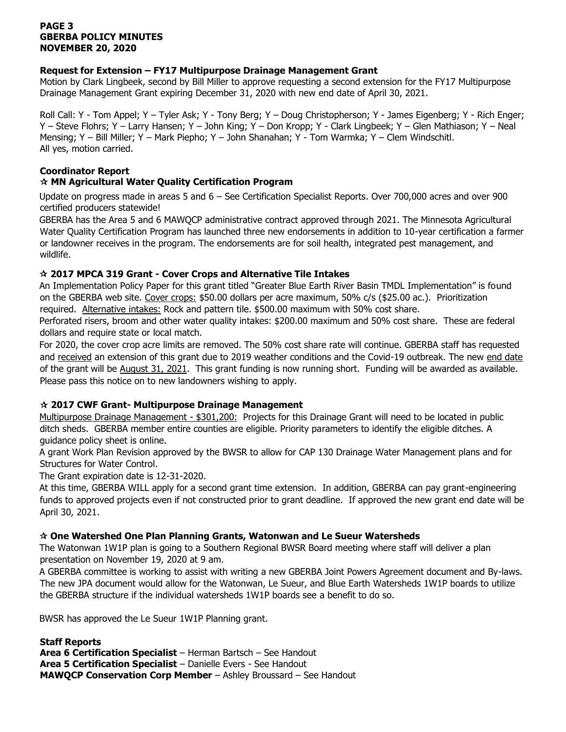**Request for Extension – FY17 Multipurpose Drainage Management Grant**

Motion by Clark Lingbeek, second by Bill Miller to approve requesting a second extension for the FY17 Multipurpose Drainage Management Grant expiring December 31, 2020 with new end date of April 30, 2021.

Roll Call: Y - Tom Appel; Y – Tyler Ask; Y - Tony Berg; Y – Doug Christopherson; Y - James Eigenberg; Y - Rich Enger; Y – Steve Flohrs; Y – Larry Hansen; Y – John King; Y – Don Kropp; Y - Clark Lingbeek; Y – Glen Mathiason; Y – Neal Mensing; Y – Bill Miller; Y – Mark Piepho; Y – John Shanahan; Y - Tom Warmka; Y – Clem Windschitl.
All yes, motion carried.

**Coordinator Report**

**☆ MN Agricultural Water Quality Certification Program**

Update on progress made in areas 5 and 6 – See Certification Specialist Reports. Over 700,000 acres and over 900 certified producers statewide!

GBERBA has the Area 5 and 6 MAWQCP administrative contract approved through 2021. The Minnesota Agricultural Water Quality Certification Program has launched three new endorsements in addition to 10-year certification a farmer or landowner receives in the program. The endorsements are for soil health, integrated pest management, and wildlife.

**☆ 2017 MPCA 319 Grant - Cover Crops and Alternative Tile Intakes**

An Implementation Policy Paper for this grant titled "Greater Blue Earth River Basin TMDL Implementation" is found on the GBERBA web site. Cover crops: $50.00 dollars per acre maximum, 50% c/s ($25.00 ac.). Prioritization required. Alternative intakes: Rock and pattern tile. $500.00 maximum with 50% cost share.

Perforated risers, broom and other water quality intakes: $200.00 maximum and 50% cost share. These are federal dollars and require state or local match.

For 2020, the cover crop acre limits are removed. The 50% cost share rate will continue. GBERBA staff has requested and received an extension of this grant due to 2019 weather conditions and the Covid-19 outbreak. The new end date of the grant will be August 31, 2021. This grant funding is now running short. Funding will be awarded as available. Please pass this notice on to new landowners wishing to apply.

**☆ 2017 CWF Grant- Multipurpose Drainage Management**

Multipurpose Drainage Management - $301,200: Projects for this Drainage Grant will need to be located in public ditch sheds. GBERBA member entire counties are eligible. Priority parameters to identify the eligible ditches. A guidance policy sheet is online.

A grant Work Plan Revision approved by the BWSR to allow for CAP 130 Drainage Water Management plans and for Structures for Water Control.

The Grant expiration date is 12-31-2020.

At this time, GBERBA WILL apply for a second grant time extension. In addition, GBERBA can pay grant-engineering funds to approved projects even if not constructed prior to grant deadline. If approved the new grant end date will be April 30, 2021.

**☆ One Watershed One Plan Planning Grants, Watonwan and Le Sueur Watersheds**

The Watonwan 1W1P plan is going to a Southern Regional BWSR Board meeting where staff will deliver a plan presentation on November 19, 2020 at 9 am.

A GBERBA committee is working to assist with writing a new GBERBA Joint Powers Agreement document and By-laws. The new JPA document would allow for the Watonwan, Le Sueur, and Blue Earth Watersheds 1W1P boards to utilize the GBERBA structure if the individual watersheds 1W1P boards see a benefit to do so.

BWSR has approved the Le Sueur 1W1P Planning grant.

**Staff Reports**

**Area 6 Certification Specialist** – Herman Bartsch – See Handout
**Area 5 Certification Specialist** – Danielle Evers - See Handout
**MAWQCP Conservation Corp Member** – Ashley Broussard – See Handout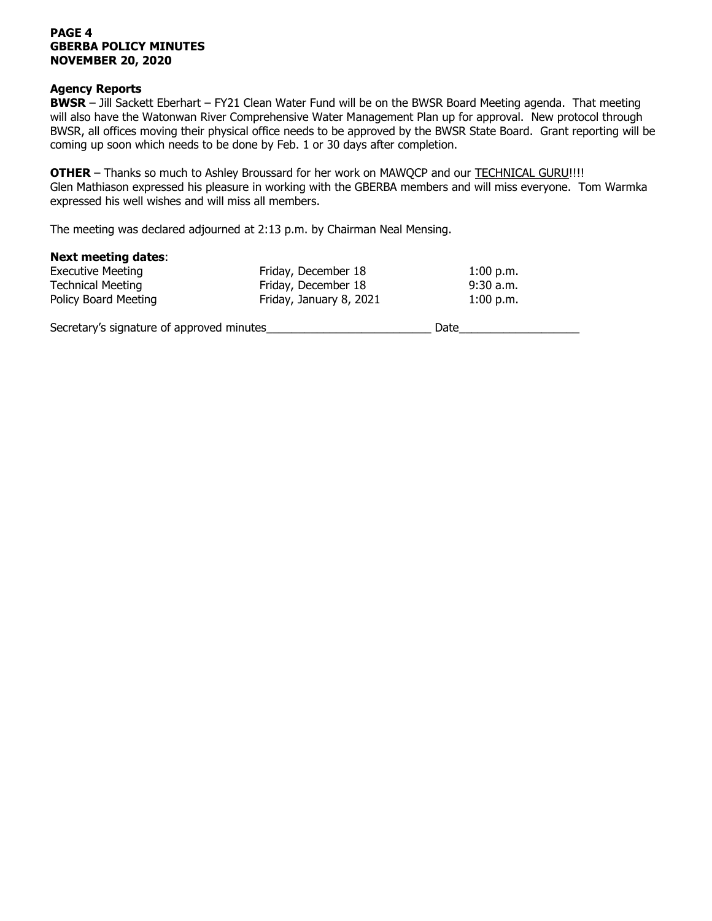**Agency Reports**

**BWSR** – Jill Sackett Eberhart – FY21 Clean Water Fund will be on the BWSR Board Meeting agenda. That meeting will also have the Watonwan River Comprehensive Water Management Plan up for approval. New protocol through BWSR, all offices moving their physical office needs to be approved by the BWSR State Board. Grant reporting will be coming up soon which needs to be done by Feb. 1 or 30 days after completion.

**OTHER** – Thanks so much to Ashley Broussard for her work on MAWQCP and our TECHNICAL GURU!!!!
Glen Mathiason expressed his pleasure in working with the GBERBA members and will miss everyone. Tom Warmka expressed his well wishes and will miss all members.

The meeting was declared adjourned at 2:13 p.m. by Chairman Neal Mensing.

**Next meeting dates**:

| | | |
|---|---|---|
| Executive Meeting | Friday, December 18 | 1:00 p.m. |
| Technical Meeting | Friday, December 18 | 9:30 a.m. |
| Policy Board Meeting | Friday, January 8, 2021 | 1:00 p.m. |

Secretary's signature of approved minutes_________________________ Date__________________